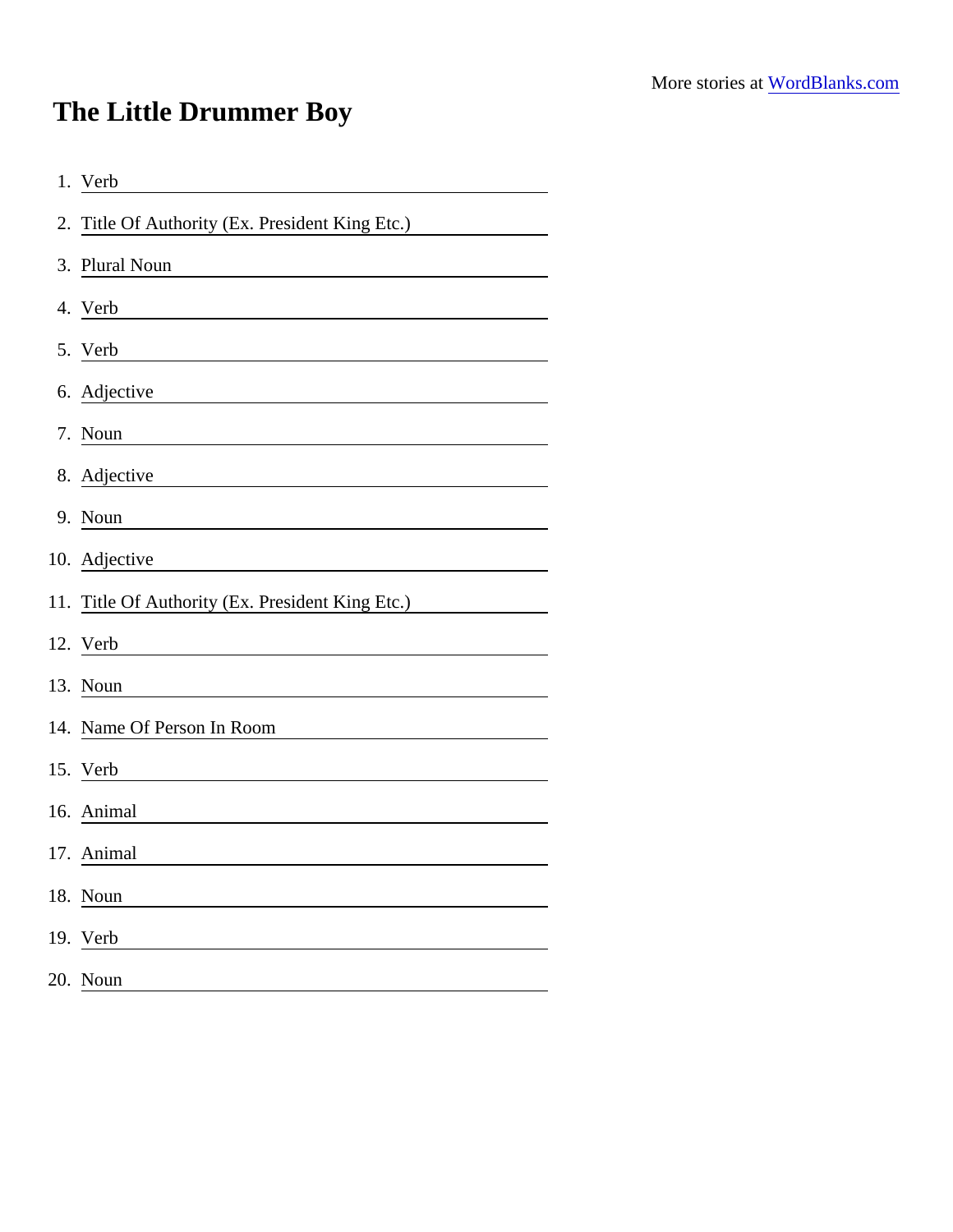More stories at WordBlanks.com

# The Little Drummer Boy

1. Verb ______________________
2. Title Of Authority (Ex. President King Etc.) ______________________
3. Plural Noun ______________________
4. Verb ______________________
5. Verb ______________________
6. Adjective ______________________
7. Noun ______________________
8. Adjective ______________________
9. Noun ______________________
10. Adjective ______________________
11. Title Of Authority (Ex. President King Etc.) ______________________
12. Verb ______________________
13. Noun ______________________
14. Name Of Person In Room ______________________
15. Verb ______________________
16. Animal ______________________
17. Animal ______________________
18. Noun ______________________
19. Verb ______________________
20. Noun ______________________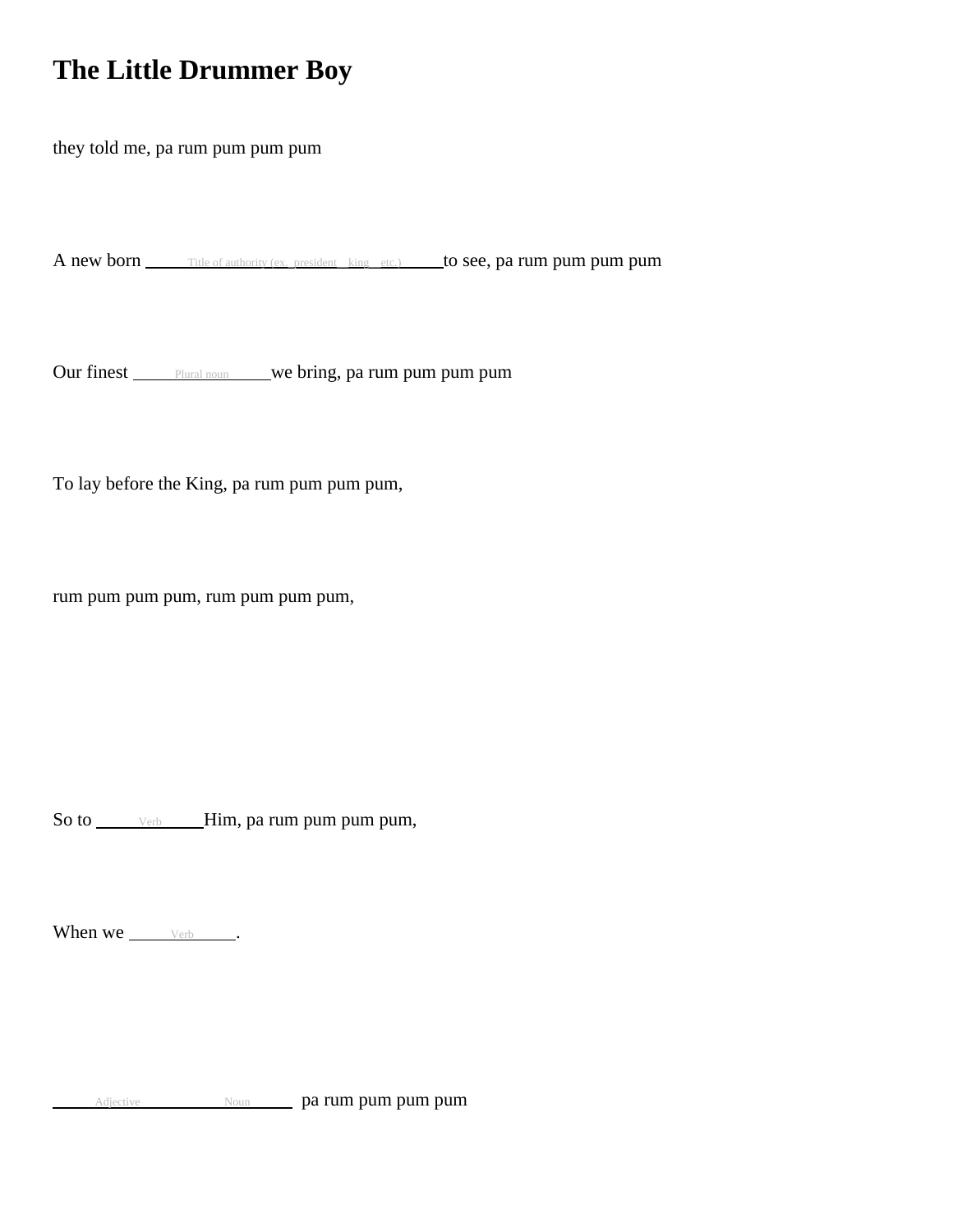# The Little Drummer Boy

they told me, pa rum pum pum pum

A new born \_\_\_\_\_Title of authority (ex. president king etc.)\_\_\_\_\_ to see, pa rum pum pum pum

Our finest \_\_\_\_\_Plural noun\_\_\_\_\_ we bring, pa rum pum pum pum

To lay before the King, pa rum pum pum pum,

rum pum pum pum, rum pum pum pum,

So to \_\_\_\_\_Verb\_\_\_\_\_ Him, pa rum pum pum pum,

When we \_\_\_\_\_Verb\_\_\_\_\_.

\_\_\_\_\_Adjective\_\_\_\_\_ \_\_\_\_\_Noun\_\_\_\_\_ pa rum pum pum pum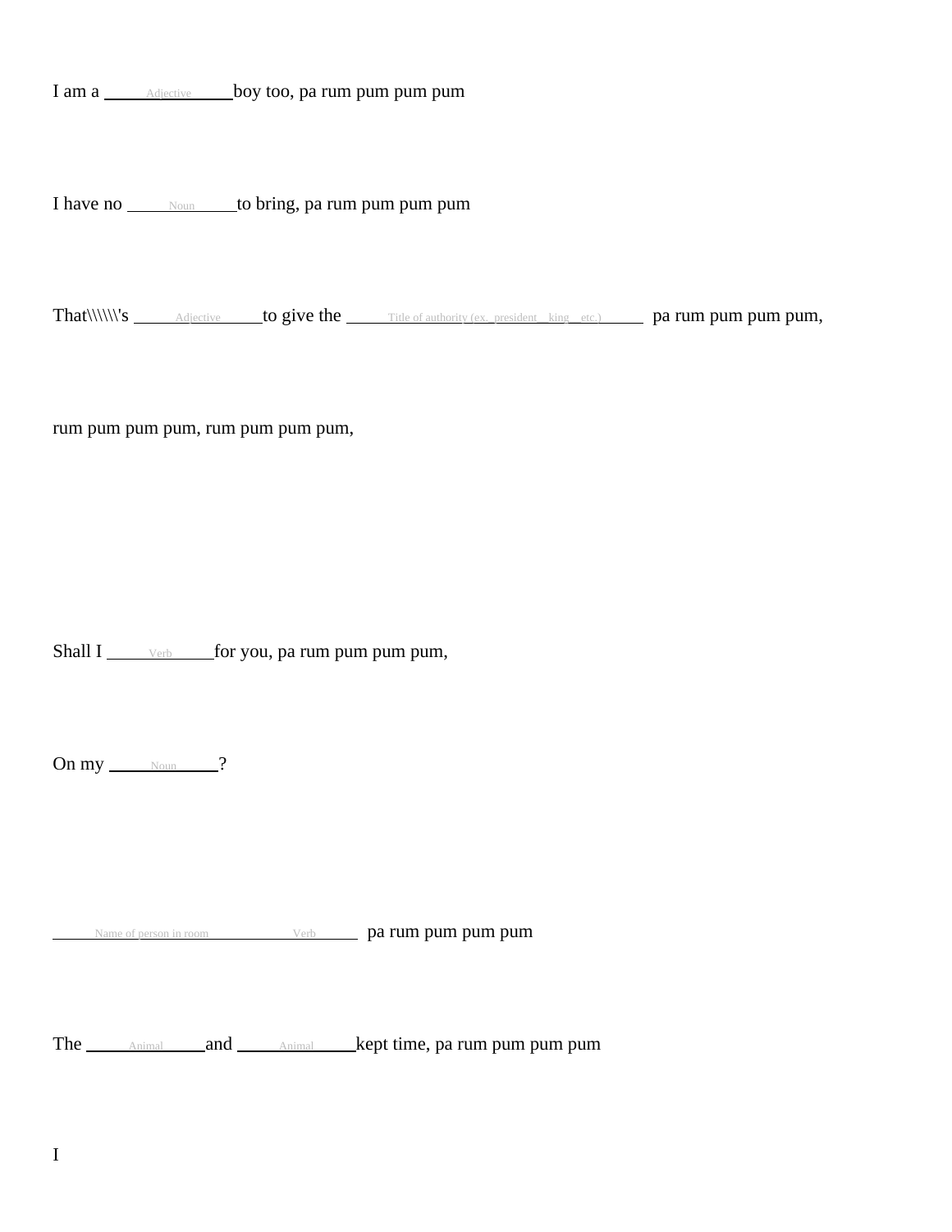I am a ______Adjective______ boy too, pa rum pum pum pum

I have no ______Noun______ to bring, pa rum pum pum pum

That\\\\\\'s ______Adjective______ to give the ______Title of authority (ex._president__king__etc.)______ pa rum pum pum pum,

rum pum pum pum, rum pum pum pum,

Shall I ______Verb______ for you, pa rum pum pum pum,

On my ______Noun______?

______Name of person in room______Verb______ pa rum pum pum pum

The ______Animal______ and ______Animal______ kept time, pa rum pum pum pum

I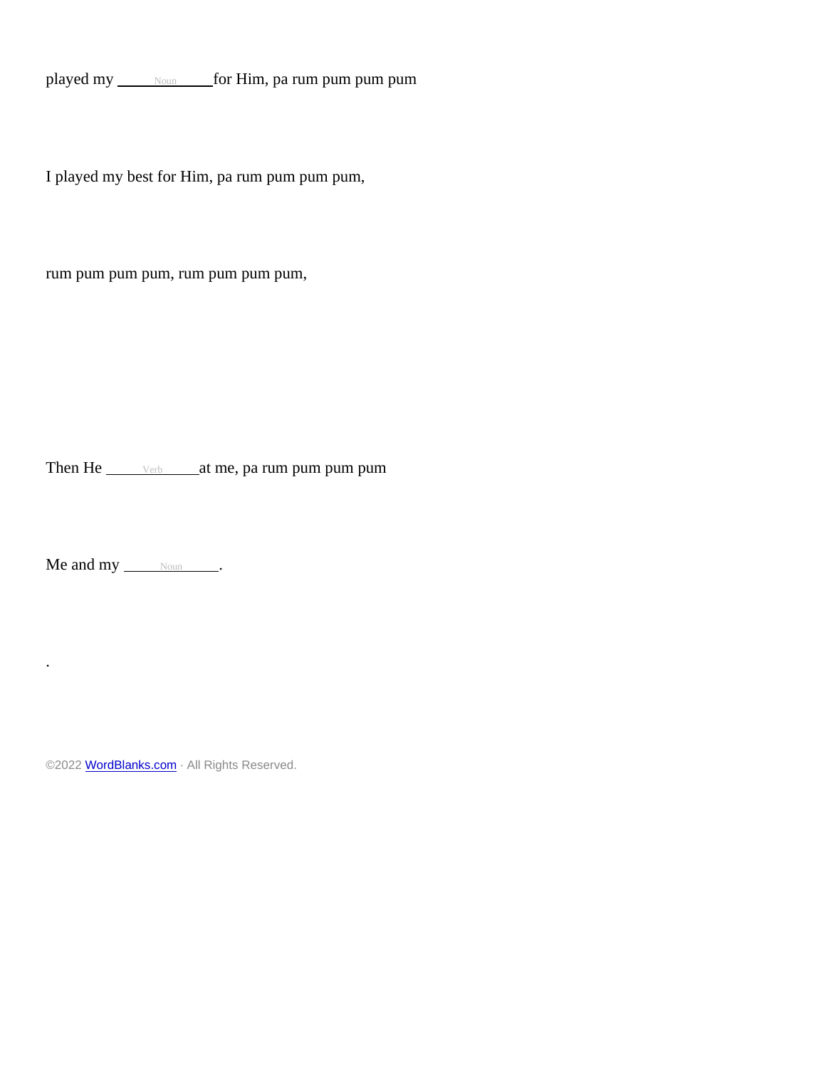played my \_\_\_\_\_Noun\_\_\_\_\_ for Him, pa rum pum pum pum

I played my best for Him, pa rum pum pum pum,

rum pum pum pum, rum pum pum pum,

Then He \_\_\_\_\_Verb\_\_\_\_\_ at me, pa rum pum pum pum

Me and my \_\_\_\_\_Noun\_\_\_\_\_.

.

©2022 WordBlanks.com · All Rights Reserved.